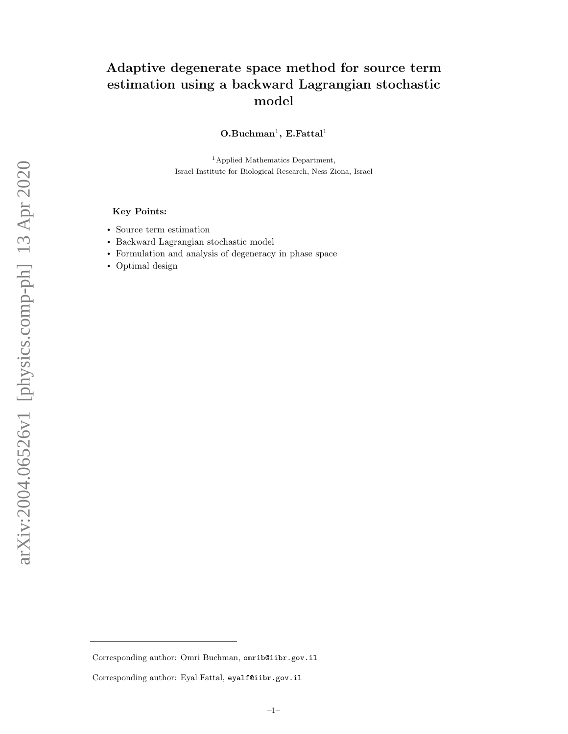# Adaptive degenerate space method for source term estimation using a backward Lagrangian stochastic model

**O.Buchman[1], E.Fattal[1]**

[1]Applied Mathematics Department,
Israel Institute for Biological Research, Ness Ziona, Israel

**Key Points:**

- Source term estimation
- Backward Lagrangian stochastic model
- Formulation and analysis of degeneracy in phase space
- Optimal design

---

Corresponding author: Omri Buchman, `omrib@iibr.gov.il`

Corresponding author: Eyal Fattal, `eyalf@iibr.gov.il`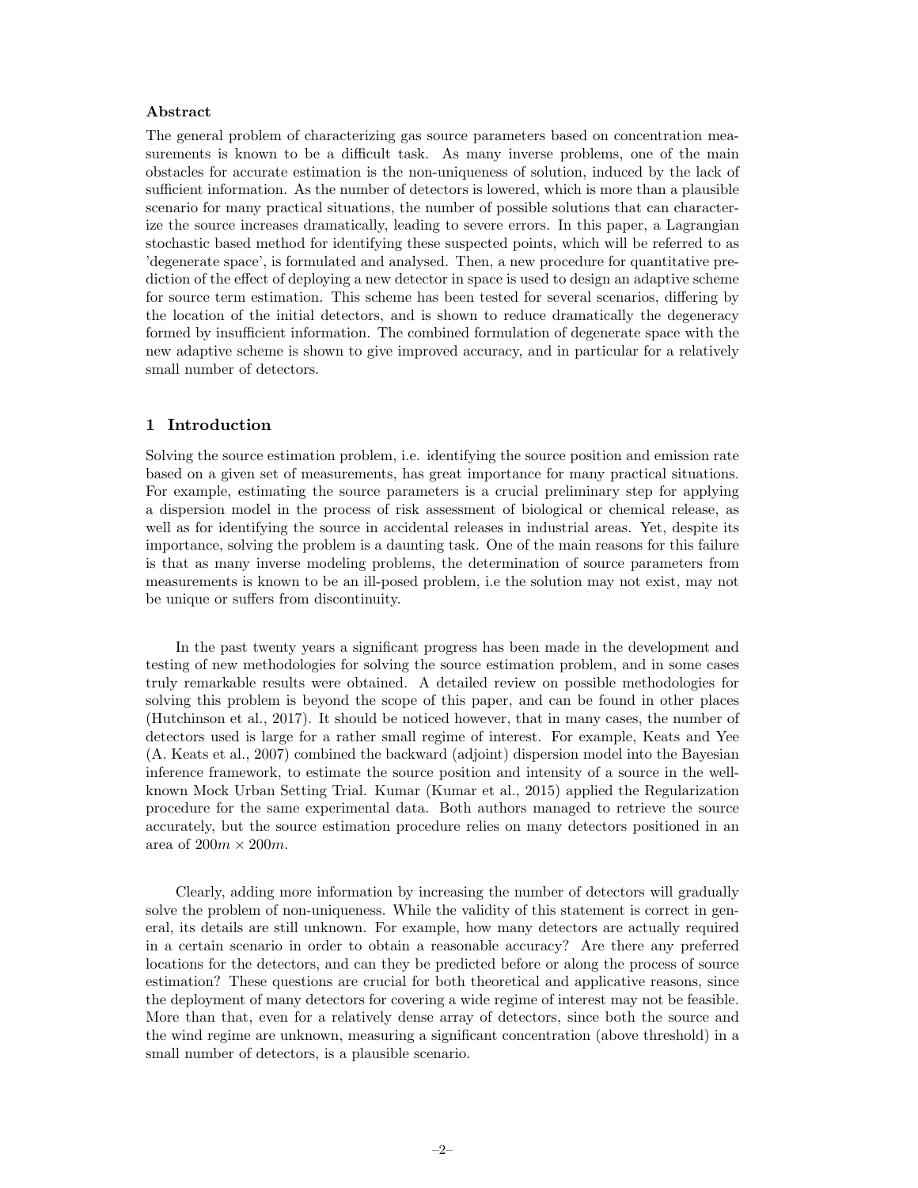**Abstract**

The general problem of characterizing gas source parameters based on concentration measurements is known to be a difficult task. As many inverse problems, one of the main obstacles for accurate estimation is the non-uniqueness of solution, induced by the lack of sufficient information. As the number of detectors is lowered, which is more than a plausible scenario for many practical situations, the number of possible solutions that can characterize the source increases dramatically, leading to severe errors. In this paper, a Lagrangian stochastic based method for identifying these suspected points, which will be referred to as 'degenerate space', is formulated and analysed. Then, a new procedure for quantitative prediction of the effect of deploying a new detector in space is used to design an adaptive scheme for source term estimation. This scheme has been tested for several scenarios, differing by the location of the initial detectors, and is shown to reduce dramatically the degeneracy formed by insufficient information. The combined formulation of degenerate space with the new adaptive scheme is shown to give improved accuracy, and in particular for a relatively small number of detectors.

## 1 Introduction

Solving the source estimation problem, i.e. identifying the source position and emission rate based on a given set of measurements, has great importance for many practical situations. For example, estimating the source parameters is a crucial preliminary step for applying a dispersion model in the process of risk assessment of biological or chemical release, as well as for identifying the source in accidental releases in industrial areas. Yet, despite its importance, solving the problem is a daunting task. One of the main reasons for this failure is that as many inverse modeling problems, the determination of source parameters from measurements is known to be an ill-posed problem, i.e the solution may not exist, may not be unique or suffers from discontinuity.

In the past twenty years a significant progress has been made in the development and testing of new methodologies for solving the source estimation problem, and in some cases truly remarkable results were obtained. A detailed review on possible methodologies for solving this problem is beyond the scope of this paper, and can be found in other places (Hutchinson et al., 2017). It should be noticed however, that in many cases, the number of detectors used is large for a rather small regime of interest. For example, Keats and Yee (A. Keats et al., 2007) combined the backward (adjoint) dispersion model into the Bayesian inference framework, to estimate the source position and intensity of a source in the well-known Mock Urban Setting Trial. Kumar (Kumar et al., 2015) applied the Regularization procedure for the same experimental data. Both authors managed to retrieve the source accurately, but the source estimation procedure relies on many detectors positioned in an area of $200m \times 200m$.

Clearly, adding more information by increasing the number of detectors will gradually solve the problem of non-uniqueness. While the validity of this statement is correct in general, its details are still unknown. For example, how many detectors are actually required in a certain scenario in order to obtain a reasonable accuracy? Are there any preferred locations for the detectors, and can they be predicted before or along the process of source estimation? These questions are crucial for both theoretical and applicative reasons, since the deployment of many detectors for covering a wide regime of interest may not be feasible. More than that, even for a relatively dense array of detectors, since both the source and the wind regime are unknown, measuring a significant concentration (above threshold) in a small number of detectors, is a plausible scenario.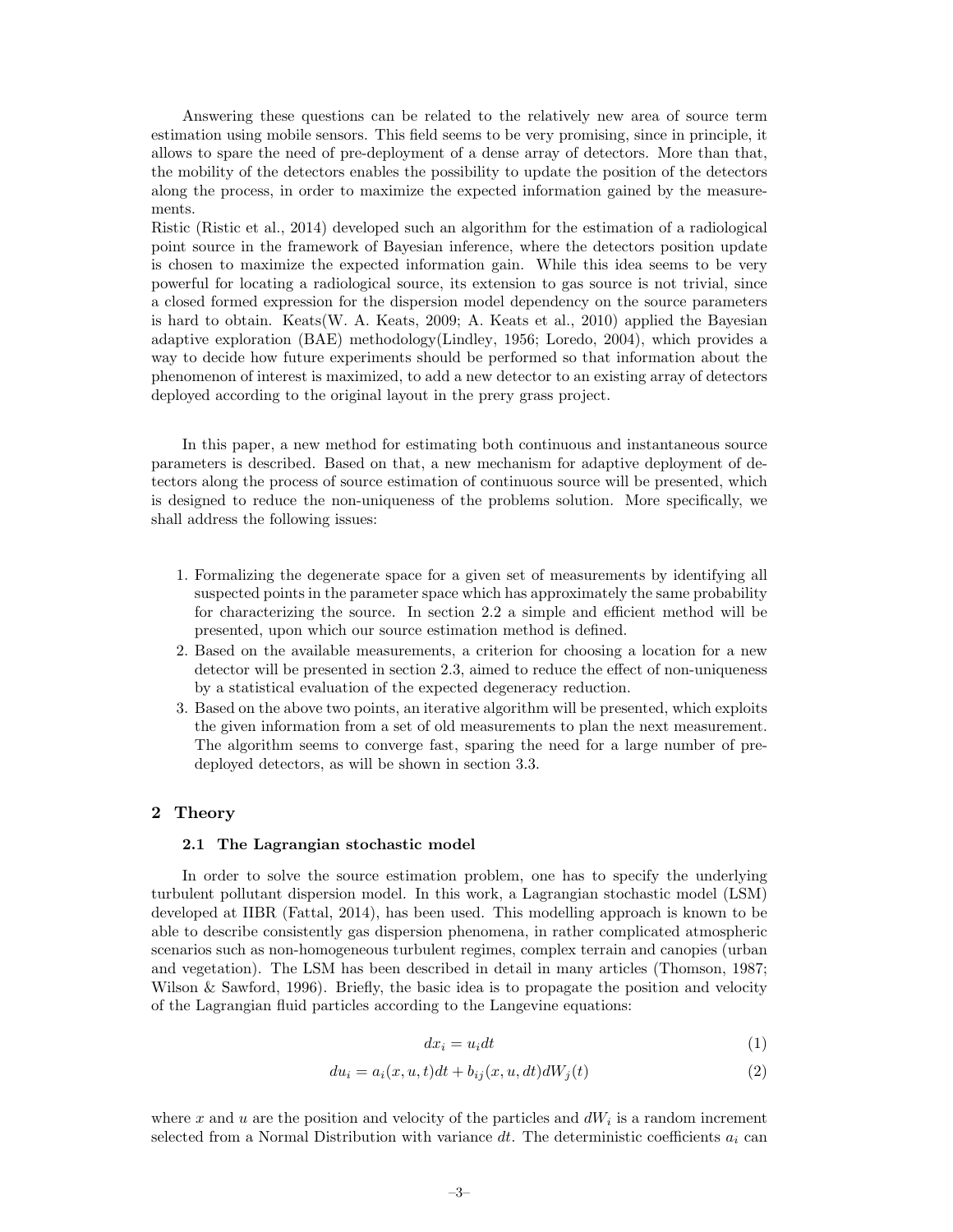Answering these questions can be related to the relatively new area of source term estimation using mobile sensors. This field seems to be very promising, since in principle, it allows to spare the need of pre-deployment of a dense array of detectors. More than that, the mobility of the detectors enables the possibility to update the position of the detectors along the process, in order to maximize the expected information gained by the measurements.

Ristic (Ristic et al., 2014) developed such an algorithm for the estimation of a radiological point source in the framework of Bayesian inference, where the detectors position update is chosen to maximize the expected information gain. While this idea seems to be very powerful for locating a radiological source, its extension to gas source is not trivial, since a closed formed expression for the dispersion model dependency on the source parameters is hard to obtain. Keats(W. A. Keats, 2009; A. Keats et al., 2010) applied the Bayesian adaptive exploration (BAE) methodology(Lindley, 1956; Loredo, 2004), which provides a way to decide how future experiments should be performed so that information about the phenomenon of interest is maximized, to add a new detector to an existing array of detectors deployed according to the original layout in the prery grass project.

In this paper, a new method for estimating both continuous and instantaneous source parameters is described. Based on that, a new mechanism for adaptive deployment of detectors along the process of source estimation of continuous source will be presented, which is designed to reduce the non-uniqueness of the problems solution. More specifically, we shall address the following issues:

1. Formalizing the degenerate space for a given set of measurements by identifying all suspected points in the parameter space which has approximately the same probability for characterizing the source. In section 2.2 a simple and efficient method will be presented, upon which our source estimation method is defined.
2. Based on the available measurements, a criterion for choosing a location for a new detector will be presented in section 2.3, aimed to reduce the effect of non-uniqueness by a statistical evaluation of the expected degeneracy reduction.
3. Based on the above two points, an iterative algorithm will be presented, which exploits the given information from a set of old measurements to plan the next measurement. The algorithm seems to converge fast, sparing the need for a large number of pre-deployed detectors, as will be shown in section 3.3.

## 2 Theory

### 2.1 The Lagrangian stochastic model

In order to solve the source estimation problem, one has to specify the underlying turbulent pollutant dispersion model. In this work, a Lagrangian stochastic model (LSM) developed at IIBR (Fattal, 2014), has been used. This modelling approach is known to be able to describe consistently gas dispersion phenomena, in rather complicated atmospheric scenarios such as non-homogeneous turbulent regimes, complex terrain and canopies (urban and vegetation). The LSM has been described in detail in many articles (Thomson, 1987; Wilson & Sawford, 1996). Briefly, the basic idea is to propagate the position and velocity of the Lagrangian fluid particles according to the Langevine equations:

$$dx_i = u_i dt \tag{1}$$

$$du_i = a_i(x, u, t)dt + b_{ij}(x, u, dt)dW_j(t) \tag{2}$$

where $x$ and $u$ are the position and velocity of the particles and $dW_i$ is a random increment selected from a Normal Distribution with variance $dt$. The deterministic coefficients $a_i$ can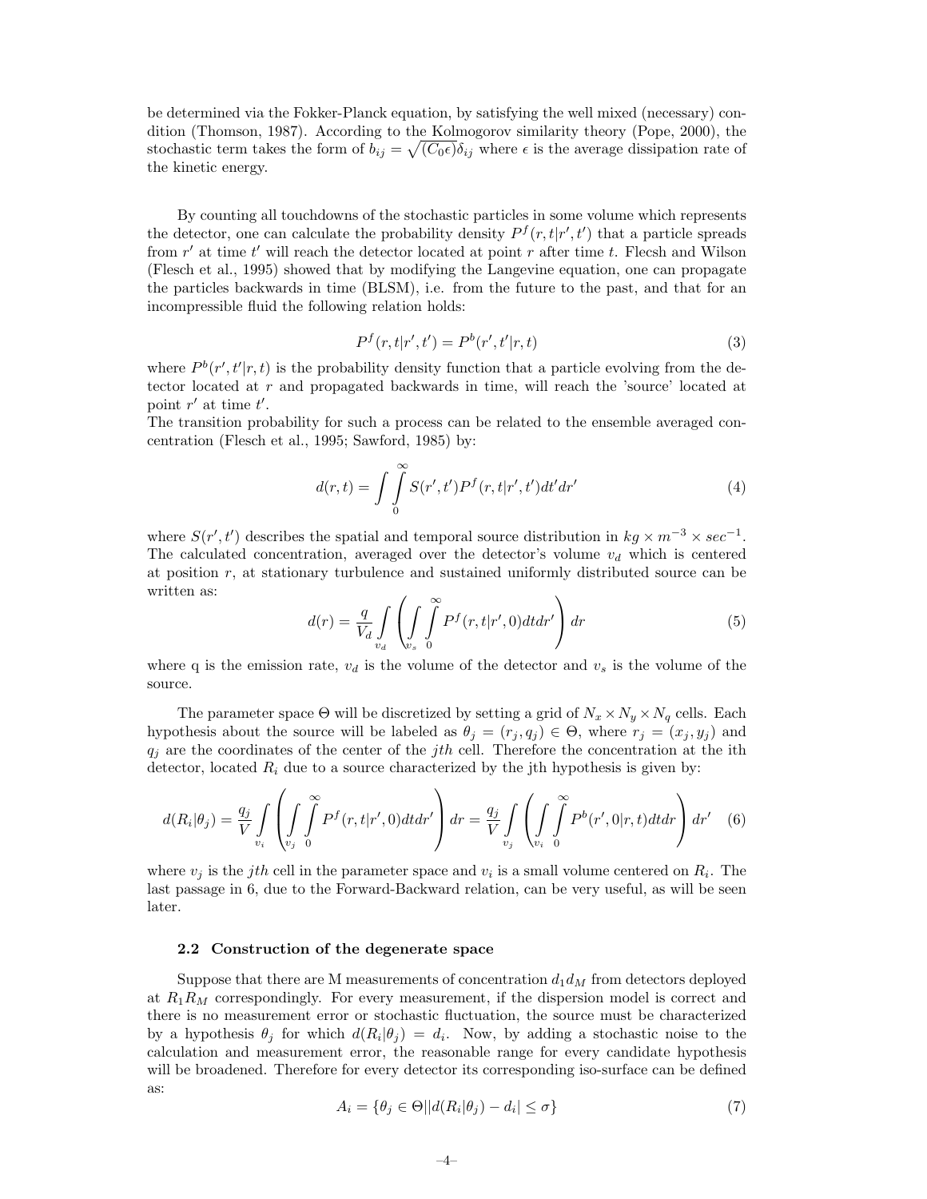be determined via the Fokker-Planck equation, by satisfying the well mixed (necessary) condition (Thomson, 1987). According to the Kolmogorov similarity theory (Pope, 2000), the stochastic term takes the form of $b_{ij} = \sqrt{(C_0 \epsilon)}\delta_{ij}$ where $\epsilon$ is the average dissipation rate of the kinetic energy.

By counting all touchdowns of the stochastic particles in some volume which represents the detector, one can calculate the probability density $P^f(r, t|r', t')$ that a particle spreads from $r'$ at time $t'$ will reach the detector located at point $r$ after time $t$. Flecsh and Wilson (Flesch et al., 1995) showed that by modifying the Langevine equation, one can propagate the particles backwards in time (BLSM), i.e. from the future to the past, and that for an incompressible fluid the following relation holds:

$$P^f(r, t|r', t') = P^b(r', t'|r, t) \tag{3}$$

where $P^b(r', t'|r, t)$ is the probability density function that a particle evolving from the detector located at $r$ and propagated backwards in time, will reach the 'source' located at point $r'$ at time $t'$.
The transition probability for such a process can be related to the ensemble averaged concentration (Flesch et al., 1995; Sawford, 1985) by:

$$d(r, t) = \int \int_0^{\infty} S(r', t') P^f(r, t|r', t') dt' dr' \tag{4}$$

where $S(r', t')$ describes the spatial and temporal source distribution in $kg \times m^{-3} \times sec^{-1}$. The calculated concentration, averaged over the detector's volume $v_d$ which is centered at position $r$, at stationary turbulence and sustained uniformly distributed source can be written as:

$$d(r) = \frac{q}{V_d} \int_{v_d} \left( \int_{v_s} \int_0^{\infty} P^f(r, t|r', 0) dt dr' \right) dr \tag{5}$$

where q is the emission rate, $v_d$ is the volume of the detector and $v_s$ is the volume of the source.

The parameter space $\Theta$ will be discretized by setting a grid of $N_x \times N_y \times N_q$ cells. Each hypothesis about the source will be labeled as $\theta_j = (r_j, q_j) \in \Theta$, where $r_j = (x_j, y_j)$ and $q_j$ are the coordinates of the center of the $jth$ cell. Therefore the concentration at the ith detector, located $R_i$ due to a source characterized by the jth hypothesis is given by:

$$d(R_i|\theta_j) = \frac{q_j}{V} \int_{v_i} \left( \int_{v_j} \int_0^{\infty} P^f(r, t|r', 0) dt dr' \right) dr = \frac{q_j}{V} \int_{v_j} \left( \int_{v_i} \int_0^{\infty} P^b(r', 0|r, t) dt dr \right) dr' \tag{6}$$

where $v_j$ is the $jth$ cell in the parameter space and $v_i$ is a small volume centered on $R_i$. The last passage in 6, due to the Forward-Backward relation, can be very useful, as will be seen later.

### 2.2 Construction of the degenerate space

Suppose that there are M measurements of concentration $d_1 d_M$ from detectors deployed at $R_1 R_M$ correspondingly. For every measurement, if the dispersion model is correct and there is no measurement error or stochastic fluctuation, the source must be characterized by a hypothesis $\theta_j$ for which $d(R_i|\theta_j) = d_i$. Now, by adding a stochastic noise to the calculation and measurement error, the reasonable range for every candidate hypothesis will be broadened. Therefore for every detector its corresponding iso-surface can be defined as:

$$A_i = \{\theta_j \in \Theta || d(R_i|\theta_j) - d_i| \leq \sigma\} \tag{7}$$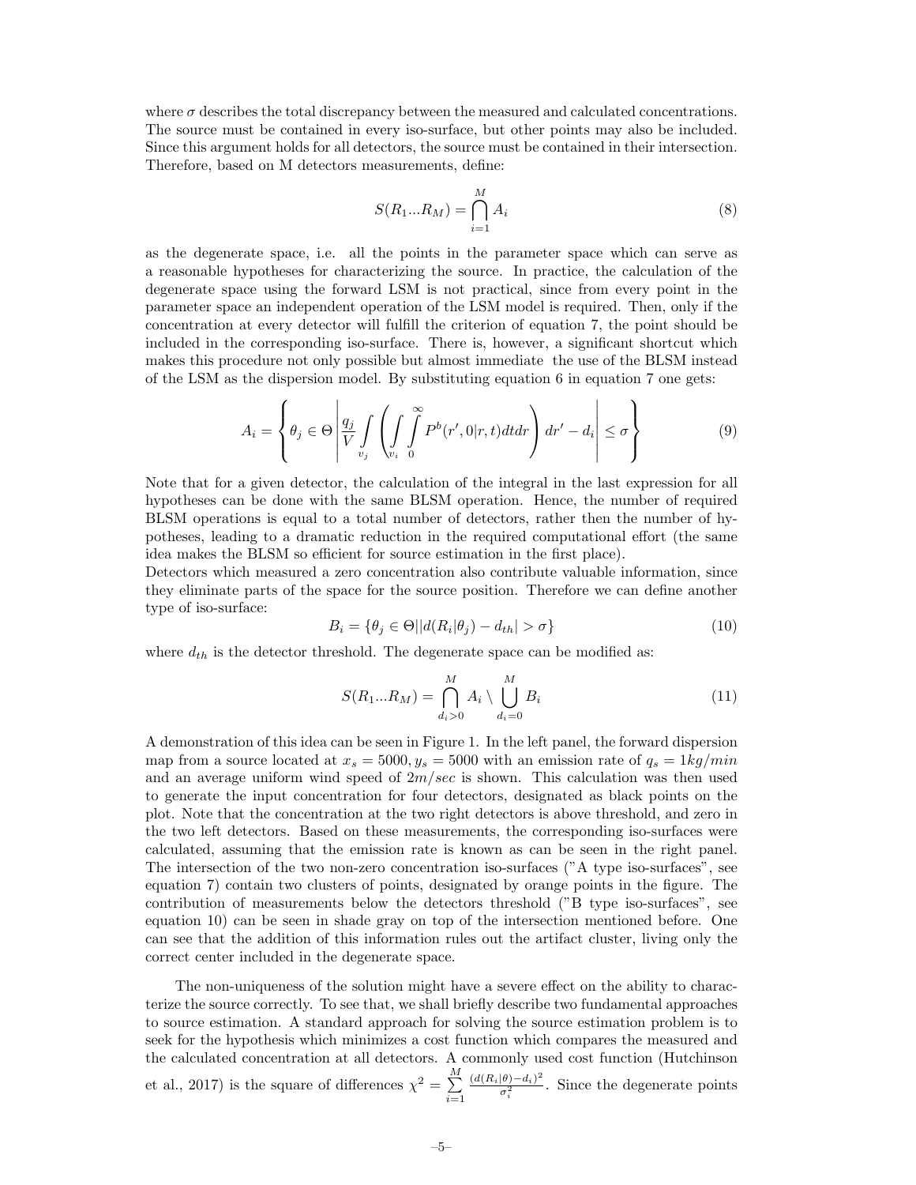where $\sigma$ describes the total discrepancy between the measured and calculated concentrations. The source must be contained in every iso-surface, but other points may also be included. Since this argument holds for all detectors, the source must be contained in their intersection. Therefore, based on M detectors measurements, define:

$$S(R_1...R_M) = \bigcap_{i=1}^{M} A_i \tag{8}$$

as the degenerate space, i.e. all the points in the parameter space which can serve as a reasonable hypotheses for characterizing the source. In practice, the calculation of the degenerate space using the forward LSM is not practical, since from every point in the parameter space an independent operation of the LSM model is required. Then, only if the concentration at every detector will fulfill the criterion of equation 7, the point should be included in the corresponding iso-surface. There is, however, a significant shortcut which makes this procedure not only possible but almost immediate the use of the BLSM instead of the LSM as the dispersion model. By substituting equation 6 in equation 7 one gets:

$$A_i = \left\{ \theta_j \in \Theta \left| \frac{q_j}{V} \int_{v_j} \left( \int_{v_i} \int_{0}^{\infty} P^b(r', 0|r, t) dt dr \right) dr' - d_i \right| \leq \sigma \right\} \tag{9}$$

Note that for a given detector, the calculation of the integral in the last expression for all hypotheses can be done with the same BLSM operation. Hence, the number of required BLSM operations is equal to a total number of detectors, rather then the number of hypotheses, leading to a dramatic reduction in the required computational effort (the same idea makes the BLSM so efficient for source estimation in the first place).
Detectors which measured a zero concentration also contribute valuable information, since they eliminate parts of the space for the source position. Therefore we can define another type of iso-surface:

$$B_i = \{\theta_j \in \Theta || d(R_i|\theta_j) - d_{th}| > \sigma\} \tag{10}$$

where $d_{th}$ is the detector threshold. The degenerate space can be modified as:

$$S(R_1...R_M) = \bigcap_{d_i > 0}^{M} A_i \setminus \bigcup_{d_i = 0}^{M} B_i \tag{11}$$

A demonstration of this idea can be seen in Figure 1. In the left panel, the forward dispersion map from a source located at $x_s = 5000, y_s = 5000$ with an emission rate of $q_s = 1kg/min$ and an average uniform wind speed of $2m/sec$ is shown. This calculation was then used to generate the input concentration for four detectors, designated as black points on the plot. Note that the concentration at the two right detectors is above threshold, and zero in the two left detectors. Based on these measurements, the corresponding iso-surfaces were calculated, assuming that the emission rate is known as can be seen in the right panel. The intersection of the two non-zero concentration iso-surfaces ("A type iso-surfaces", see equation 7) contain two clusters of points, designated by orange points in the figure. The contribution of measurements below the detectors threshold ("B type iso-surfaces", see equation 10) can be seen in shade gray on top of the intersection mentioned before. One can see that the addition of this information rules out the artifact cluster, living only the correct center included in the degenerate space.

The non-uniqueness of the solution might have a severe effect on the ability to characterize the source correctly. To see that, we shall briefly describe two fundamental approaches to source estimation. A standard approach for solving the source estimation problem is to seek for the hypothesis which minimizes a cost function which compares the measured and the calculated concentration at all detectors. A commonly used cost function (Hutchinson et al., 2017) is the square of differences $\chi^2 = \sum_{i=1}^{M} \frac{(d(R_i|\theta) - d_i)^2}{\sigma_i^2}$. Since the degenerate points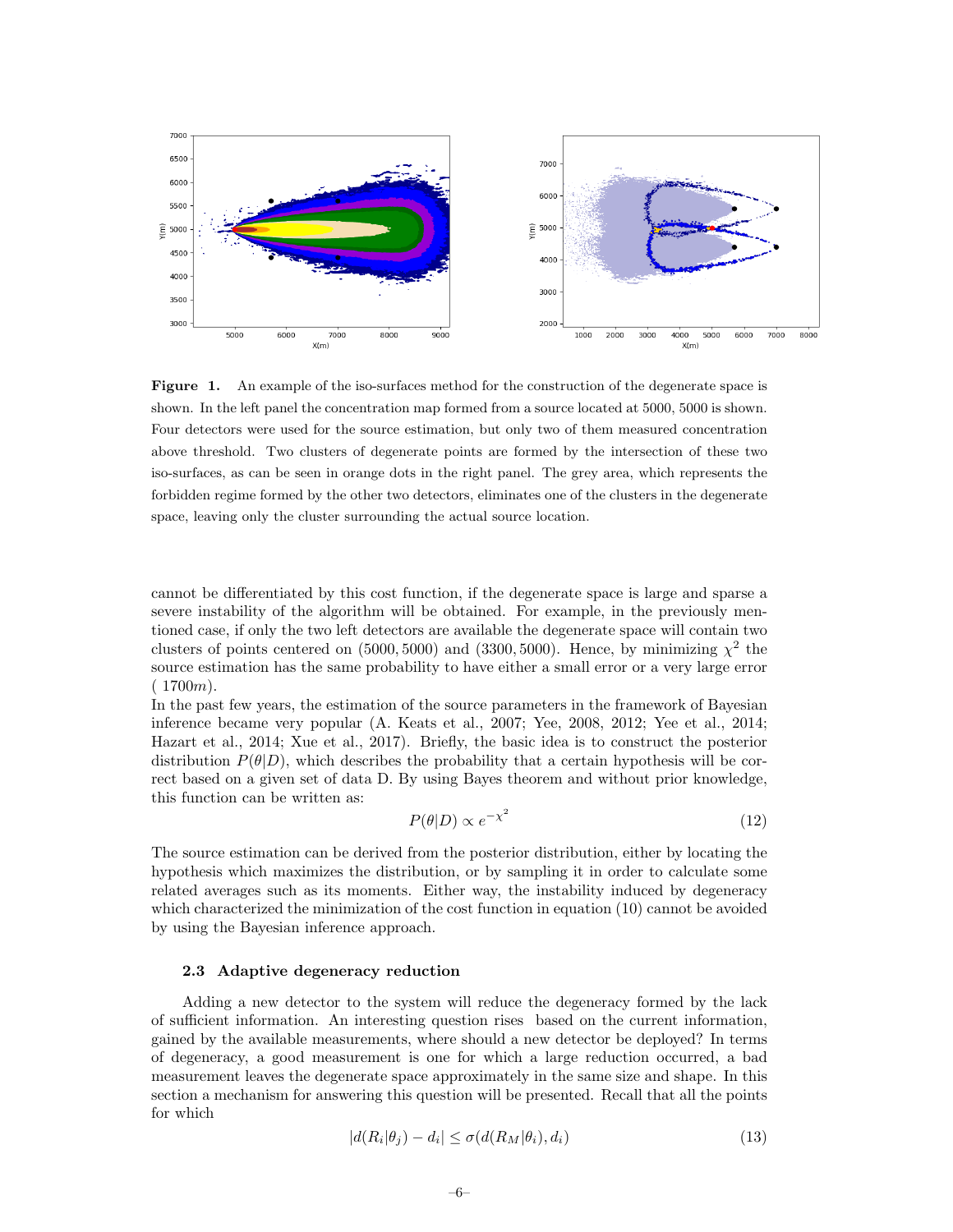**Figure 1.** An example of the iso-surfaces method for the construction of the degenerate space is shown. In the left panel the concentration map formed from a source located at 5000, 5000 is shown. Four detectors were used for the source estimation, but only two of them measured concentration above threshold. Two clusters of degenerate points are formed by the intersection of these two iso-surfaces, as can be seen in orange dots in the right panel. The grey area, which represents the forbidden regime formed by the other two detectors, eliminates one of the clusters in the degenerate space, leaving only the cluster surrounding the actual source location.

cannot be differentiated by this cost function, if the degenerate space is large and sparse a severe instability of the algorithm will be obtained. For example, in the previously mentioned case, if only the two left detectors are available the degenerate space will contain two clusters of points centered on $(5000, 5000)$ and $(3300, 5000)$. Hence, by minimizing $\chi^2$ the source estimation has the same probability to have either a small error or a very large error ( $1700m$).

In the past few years, the estimation of the source parameters in the framework of Bayesian inference became very popular (A. Keats et al., 2007; Yee, 2008, 2012; Yee et al., 2014; Hazart et al., 2014; Xue et al., 2017). Briefly, the basic idea is to construct the posterior distribution $P(\theta|D)$, which describes the probability that a certain hypothesis will be correct based on a given set of data D. By using Bayes theorem and without prior knowledge, this function can be written as:

$$P(\theta|D) \propto e^{-\chi^2} \tag{12}$$

The source estimation can be derived from the posterior distribution, either by locating the hypothesis which maximizes the distribution, or by sampling it in order to calculate some related averages such as its moments. Either way, the instability induced by degeneracy which characterized the minimization of the cost function in equation (10) cannot be avoided by using the Bayesian inference approach.

### 2.3 Adaptive degeneracy reduction

Adding a new detector to the system will reduce the degeneracy formed by the lack of sufficient information. An interesting question rises based on the current information, gained by the available measurements, where should a new detector be deployed? In terms of degeneracy, a good measurement is one for which a large reduction occurred, a bad measurement leaves the degenerate space approximately in the same size and shape. In this section a mechanism for answering this question will be presented. Recall that all the points for which

$$|d(R_i|\theta_j) - d_i| \leq \sigma(d(R_M|\theta_i), d_i) \tag{13}$$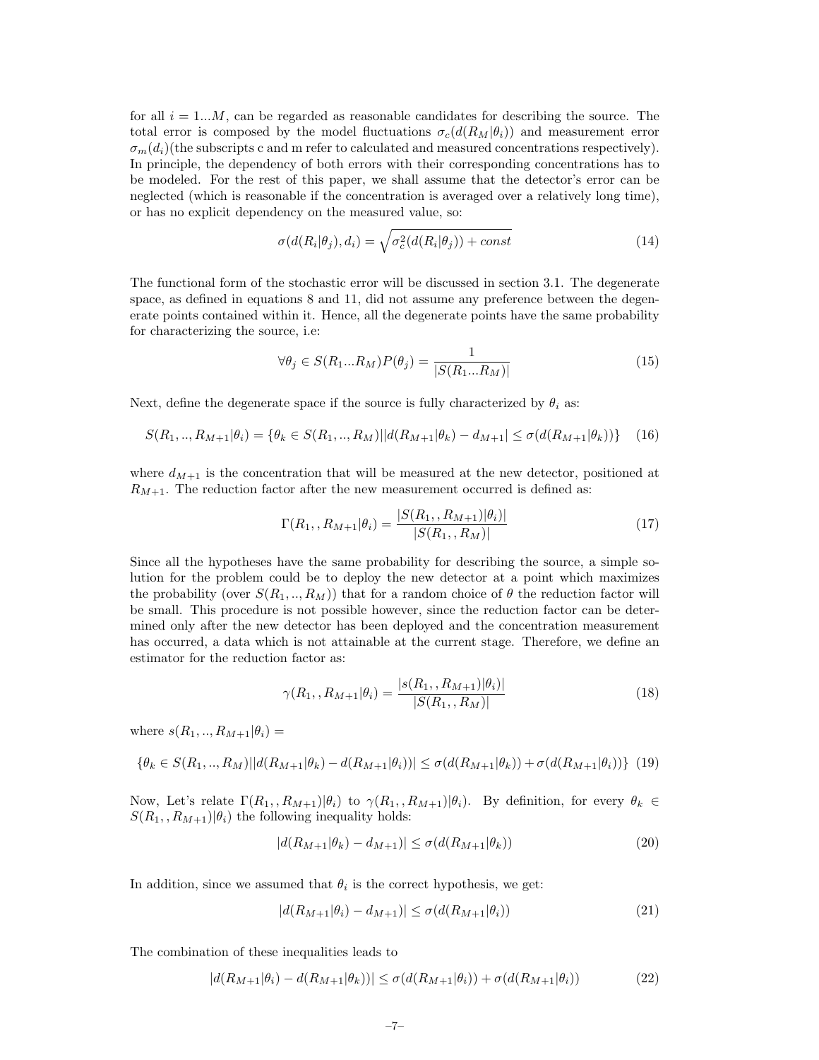for all $i = 1...M$, can be regarded as reasonable candidates for describing the source. The total error is composed by the model fluctuations $\sigma_c(d(R_M|\theta_i))$ and measurement error $\sigma_m(d_i)$(the subscripts c and m refer to calculated and measured concentrations respectively). In principle, the dependency of both errors with their corresponding concentrations has to be modeled. For the rest of this paper, we shall assume that the detector's error can be neglected (which is reasonable if the concentration is averaged over a relatively long time), or has no explicit dependency on the measured value, so:

$$\sigma(d(R_i|\theta_j), d_i) = \sqrt{\sigma_c^2(d(R_i|\theta_j)) + const} \tag{14}$$

The functional form of the stochastic error will be discussed in section 3.1. The degenerate space, as defined in equations 8 and 11, did not assume any preference between the degenerate points contained within it. Hence, all the degenerate points have the same probability for characterizing the source, i.e:

$$\forall \theta_j \in S(R_1...R_M) P(\theta_j) = \frac{1}{|S(R_1...R_M)|} \tag{15}$$

Next, define the degenerate space if the source is fully characterized by $\theta_i$ as:

$$S(R_1, .., R_{M+1}|\theta_i) = \{\theta_k \in S(R_1, .., R_M) || d(R_{M+1}|\theta_k) - d_{M+1}| \leq \sigma(d(R_{M+1}|\theta_k))\} \tag{16}$$

where $d_{M+1}$ is the concentration that will be measured at the new detector, positioned at $R_{M+1}$. The reduction factor after the new measurement occurred is defined as:

$$\Gamma(R_1, , R_{M+1}|\theta_i) = \frac{|S(R_1, , R_{M+1})|\theta_i)|}{|S(R_1, , R_M)|} \tag{17}$$

Since all the hypotheses have the same probability for describing the source, a simple solution for the problem could be to deploy the new detector at a point which maximizes the probability (over $S(R_1, .., R_M)$) that for a random choice of $\theta$ the reduction factor will be small. This procedure is not possible however, since the reduction factor can be determined only after the new detector has been deployed and the concentration measurement has occurred, a data which is not attainable at the current stage. Therefore, we define an estimator for the reduction factor as:

$$\gamma(R_1, , R_{M+1}|\theta_i) = \frac{|s(R_1, , R_{M+1})|\theta_i)|}{|S(R_1, , R_M)|} \tag{18}$$

where $s(R_1, .., R_{M+1}|\theta_i) =$

$$\{\theta_k \in S(R_1, .., R_M) || d(R_{M+1}|\theta_k) - d(R_{M+1}|\theta_i))| \leq \sigma(d(R_{M+1}|\theta_k)) + \sigma(d(R_{M+1}|\theta_i))\} \tag{19}$$

Now, Let's relate $\Gamma(R_1, , R_{M+1})|\theta_i)$ to $\gamma(R_1, , R_{M+1})|\theta_i)$. By definition, for every $\theta_k \in S(R_1, , R_{M+1})|\theta_i)$ the following inequality holds:

$$|d(R_{M+1}|\theta_k) - d_{M+1})| \leq \sigma(d(R_{M+1}|\theta_k)) \tag{20}$$

In addition, since we assumed that $\theta_i$ is the correct hypothesis, we get:

$$|d(R_{M+1}|\theta_i) - d_{M+1})| \leq \sigma(d(R_{M+1}|\theta_i)) \tag{21}$$

The combination of these inequalities leads to

$$|d(R_{M+1}|\theta_i) - d(R_{M+1}|\theta_k))| \leq \sigma(d(R_{M+1}|\theta_i)) + \sigma(d(R_{M+1}|\theta_i)) \tag{22}$$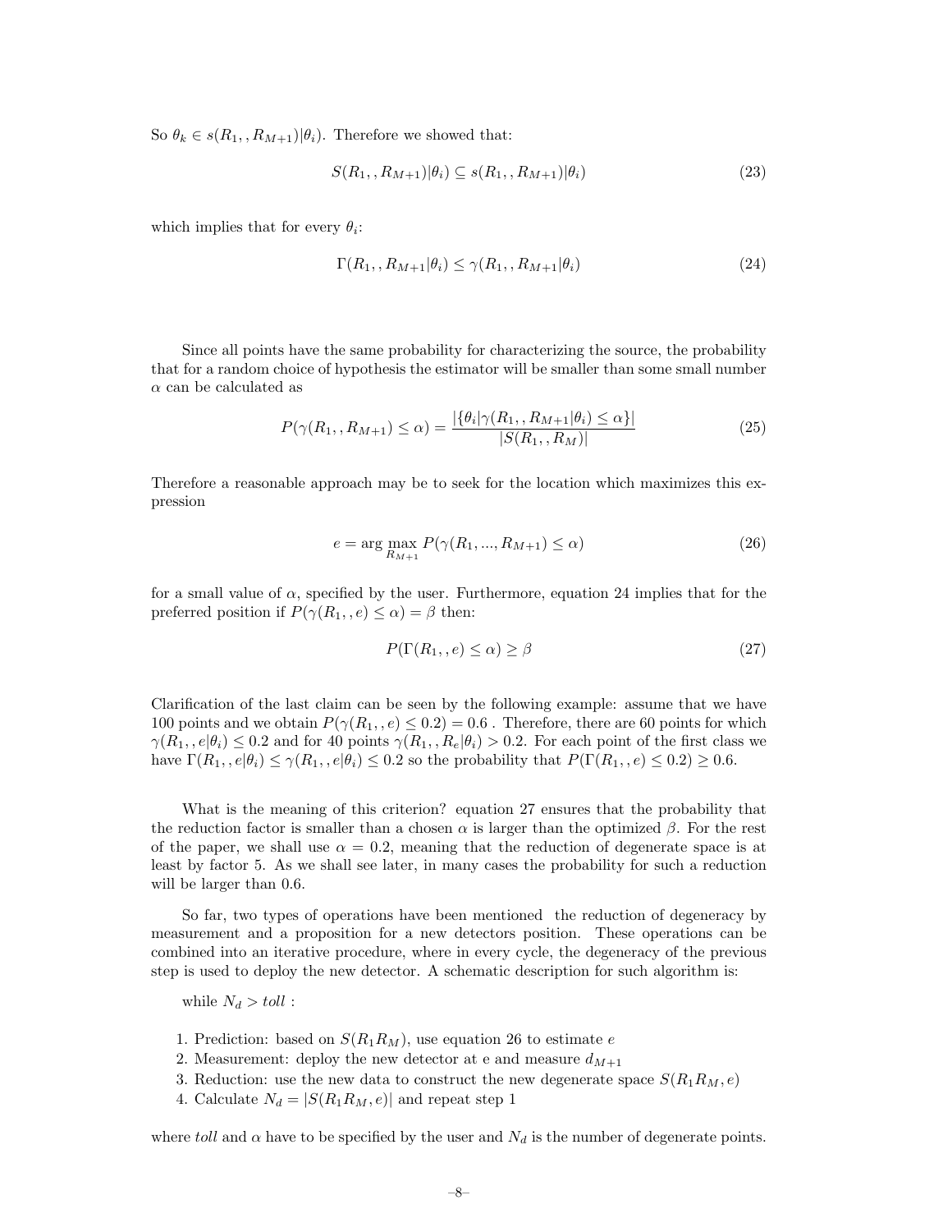So $\theta_k \in s(R_1,, R_{M+1})|\theta_i)$. Therefore we showed that:

$$S(R_1,, R_{M+1})|\theta_i) \subseteq s(R_1,, R_{M+1})|\theta_i) \tag{23}$$

which implies that for every $\theta_i$:

$$\Gamma(R_1,, R_{M+1}|\theta_i) \leq \gamma(R_1,, R_{M+1}|\theta_i) \tag{24}$$

Since all points have the same probability for characterizing the source, the probability that for a random choice of hypothesis the estimator will be smaller than some small number $\alpha$ can be calculated as

$$P(\gamma(R_1,, R_{M+1}) \leq \alpha) = \frac{|\{\theta_i|\gamma(R_1,, R_{M+1}|\theta_i) \leq \alpha\}|}{|S(R_1,, R_M)|} \tag{25}$$

Therefore a reasonable approach may be to seek for the location which maximizes this expression

$$e = \arg\max_{R_{M+1}} P(\gamma(R_1, ..., R_{M+1}) \leq \alpha) \tag{26}$$

for a small value of $\alpha$, specified by the user. Furthermore, equation 24 implies that for the preferred position if $P(\gamma(R_1,, e) \leq \alpha) = \beta$ then:

$$P(\Gamma(R_1,, e) \leq \alpha) \geq \beta \tag{27}$$

Clarification of the last claim can be seen by the following example: assume that we have 100 points and we obtain $P(\gamma(R_1,, e) \leq 0.2) = 0.6$ . Therefore, there are 60 points for which $\gamma(R_1,, e|\theta_i) \leq 0.2$ and for 40 points $\gamma(R_1,, R_e|\theta_i) > 0.2$. For each point of the first class we have $\Gamma(R_1,, e|\theta_i) \leq \gamma(R_1,, e|\theta_i) \leq 0.2$ so the probability that $P(\Gamma(R_1,, e) \leq 0.2) \geq 0.6$.

What is the meaning of this criterion? equation 27 ensures that the probability that the reduction factor is smaller than a chosen $\alpha$ is larger than the optimized $\beta$. For the rest of the paper, we shall use $\alpha = 0.2$, meaning that the reduction of degenerate space is at least by factor 5. As we shall see later, in many cases the probability for such a reduction will be larger than 0.6.

So far, two types of operations have been mentioned the reduction of degeneracy by measurement and a proposition for a new detectors position. These operations can be combined into an iterative procedure, where in every cycle, the degeneracy of the previous step is used to deploy the new detector. A schematic description for such algorithm is:

while $N_d > toll$ :

1. Prediction: based on $S(R_1 R_M)$, use equation 26 to estimate $e$
2. Measurement: deploy the new detector at e and measure $d_{M+1}$
3. Reduction: use the new data to construct the new degenerate space $S(R_1 R_M, e)$
4. Calculate $N_d = |S(R_1 R_M, e)|$ and repeat step 1

where *toll* and $\alpha$ have to be specified by the user and $N_d$ is the number of degenerate points.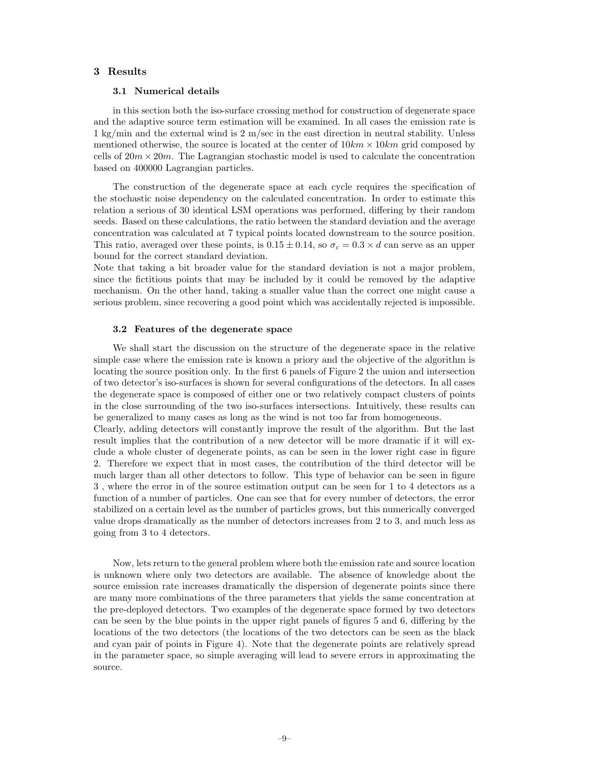## 3 Results

### 3.1 Numerical details

in this section both the iso-surface crossing method for construction of degenerate space and the adaptive source term estimation will be examined. In all cases the emission rate is 1 kg/min and the external wind is 2 m/sec in the east direction in neutral stability. Unless mentioned otherwise, the source is located at the center of $10km \times 10km$ grid composed by cells of $20m \times 20m$. The Lagrangian stochastic model is used to calculate the concentration based on 400000 Lagrangian particles.

The construction of the degenerate space at each cycle requires the specification of the stochastic noise dependency on the calculated concentration. In order to estimate this relation a serious of 30 identical LSM operations was performed, differing by their random seeds. Based on these calculations, the ratio between the standard deviation and the average concentration was calculated at 7 typical points located downstream to the source position. This ratio, averaged over these points, is $0.15 \pm 0.14$, so $\sigma_c = 0.3 \times d$ can serve as an upper bound for the correct standard deviation.
Note that taking a bit broader value for the standard deviation is not a major problem, since the fictitious points that may be included by it could be removed by the adaptive mechanism. On the other hand, taking a smaller value than the correct one might cause a serious problem, since recovering a good point which was accidentally rejected is impossible.

### 3.2 Features of the degenerate space

We shall start the discussion on the structure of the degenerate space in the relative simple case where the emission rate is known a priory and the objective of the algorithm is locating the source position only. In the first 6 panels of Figure 2 the union and intersection of two detector's iso-surfaces is shown for several configurations of the detectors. In all cases the degenerate space is composed of either one or two relatively compact clusters of points in the close surrounding of the two iso-surfaces intersections. Intuitively, these results can be generalized to many cases as long as the wind is not too far from homogeneous.
Clearly, adding detectors will constantly improve the result of the algorithm. But the last result implies that the contribution of a new detector will be more dramatic if it will exclude a whole cluster of degenerate points, as can be seen in the lower right case in figure 2. Therefore we expect that in most cases, the contribution of the third detector will be much larger than all other detectors to follow. This type of behavior can be seen in figure 3 , where the error in of the source estimation output can be seen for 1 to 4 detectors as a function of a number of particles. One can see that for every number of detectors, the error stabilized on a certain level as the number of particles grows, but this numerically converged value drops dramatically as the number of detectors increases from 2 to 3, and much less as going from 3 to 4 detectors.

Now, lets return to the general problem where both the emission rate and source location is unknown where only two detectors are available. The absence of knowledge about the source emission rate increases dramatically the dispersion of degenerate points since there are many more combinations of the three parameters that yields the same concentration at the pre-deployed detectors. Two examples of the degenerate space formed by two detectors can be seen by the blue points in the upper right panels of figures 5 and 6, differing by the locations of the two detectors (the locations of the two detectors can be seen as the black and cyan pair of points in Figure 4). Note that the degenerate points are relatively spread in the parameter space, so simple averaging will lead to severe errors in approximating the source.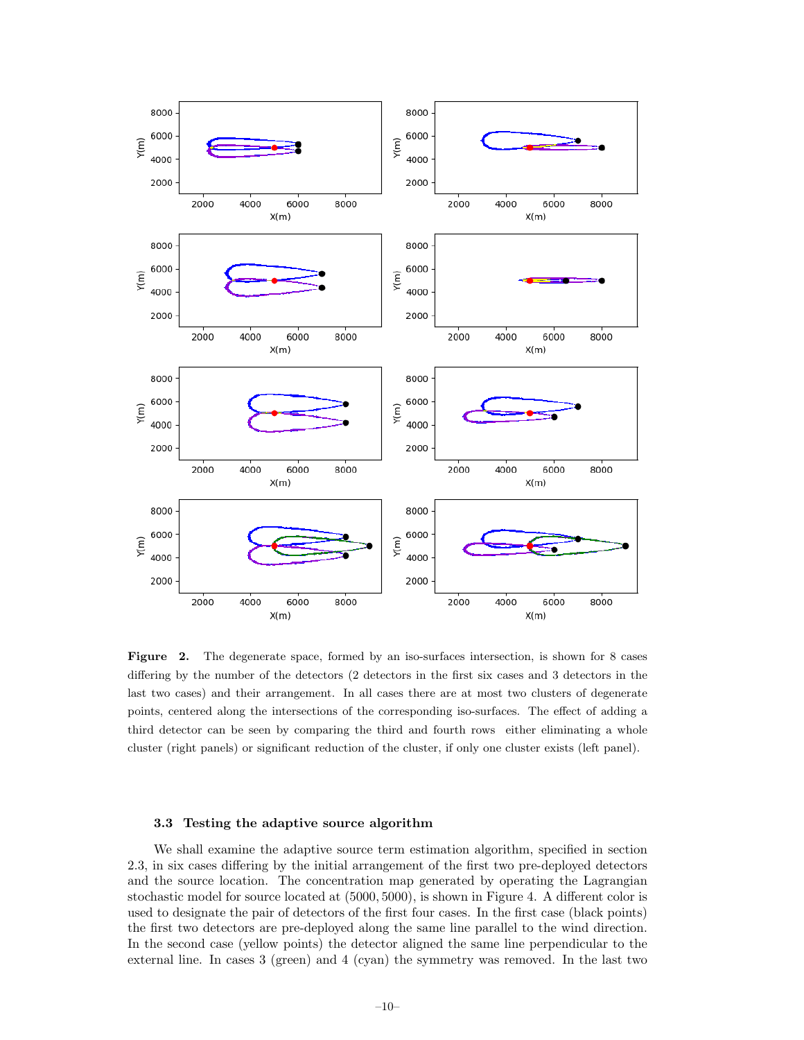**Figure 2.** The degenerate space, formed by an iso-surfaces intersection, is shown for 8 cases differing by the number of the detectors (2 detectors in the first six cases and 3 detectors in the last two cases) and their arrangement. In all cases there are at most two clusters of degenerate points, centered along the intersections of the corresponding iso-surfaces. The effect of adding a third detector can be seen by comparing the third and fourth rows either eliminating a whole cluster (right panels) or significant reduction of the cluster, if only one cluster exists (left panel).

### 3.3 Testing the adaptive source algorithm

We shall examine the adaptive source term estimation algorithm, specified in section 2.3, in six cases differing by the initial arrangement of the first two pre-deployed detectors and the source location. The concentration map generated by operating the Lagrangian stochastic model for source located at $(5000, 5000)$, is shown in Figure 4. A different color is used to designate the pair of detectors of the first four cases. In the first case (black points) the first two detectors are pre-deployed along the same line parallel to the wind direction. In the second case (yellow points) the detector aligned the same line perpendicular to the external line. In cases 3 (green) and 4 (cyan) the symmetry was removed. In the last two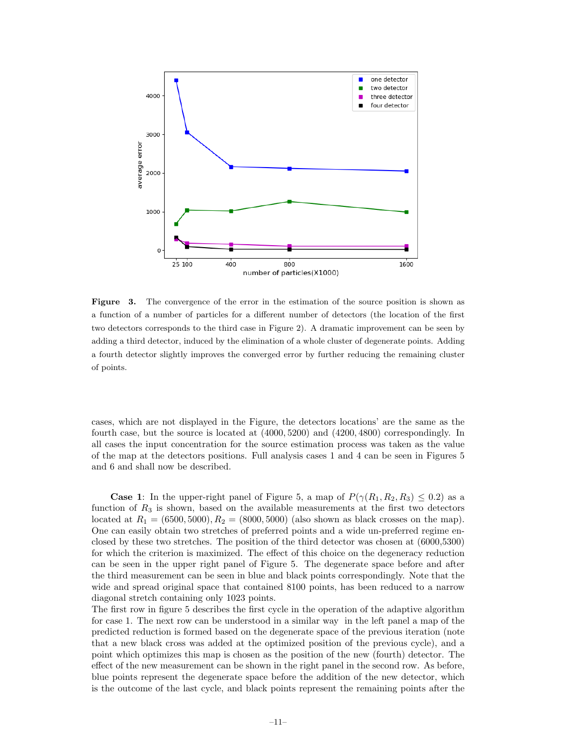**Figure 3.** The convergence of the error in the estimation of the source position is shown as a function of a number of particles for a different number of detectors (the location of the first two detectors corresponds to the third case in Figure 2). A dramatic improvement can be seen by adding a third detector, induced by the elimination of a whole cluster of degenerate points. Adding a fourth detector slightly improves the converged error by further reducing the remaining cluster of points.

cases, which are not displayed in the Figure, the detectors locations' are the same as the fourth case, but the source is located at $(4000, 5200)$ and $(4200, 4800)$ correspondingly. In all cases the input concentration for the source estimation process was taken as the value of the map at the detectors positions. Full analysis cases 1 and 4 can be seen in Figures 5 and 6 and shall now be described.

**Case 1**: In the upper-right panel of Figure 5, a map of $P(\gamma(R_1, R_2, R_3) \leq 0.2)$ as a function of $R_3$ is shown, based on the available measurements at the first two detectors located at $R_1 = (6500, 5000), R_2 = (8000, 5000)$ (also shown as black crosses on the map). One can easily obtain two stretches of preferred points and a wide un-preferred regime enclosed by these two stretches. The position of the third detector was chosen at (6000,5300) for which the criterion is maximized. The effect of this choice on the degeneracy reduction can be seen in the upper right panel of Figure 5. The degenerate space before and after the third measurement can be seen in blue and black points correspondingly. Note that the wide and spread original space that contained 8100 points, has been reduced to a narrow diagonal stretch containing only 1023 points.
The first row in figure 5 describes the first cycle in the operation of the adaptive algorithm for case 1. The next row can be understood in a similar way in the left panel a map of the predicted reduction is formed based on the degenerate space of the previous iteration (note that a new black cross was added at the optimized position of the previous cycle), and a point which optimizes this map is chosen as the position of the new (fourth) detector. The effect of the new measurement can be shown in the right panel in the second row. As before, blue points represent the degenerate space before the addition of the new detector, which is the outcome of the last cycle, and black points represent the remaining points after the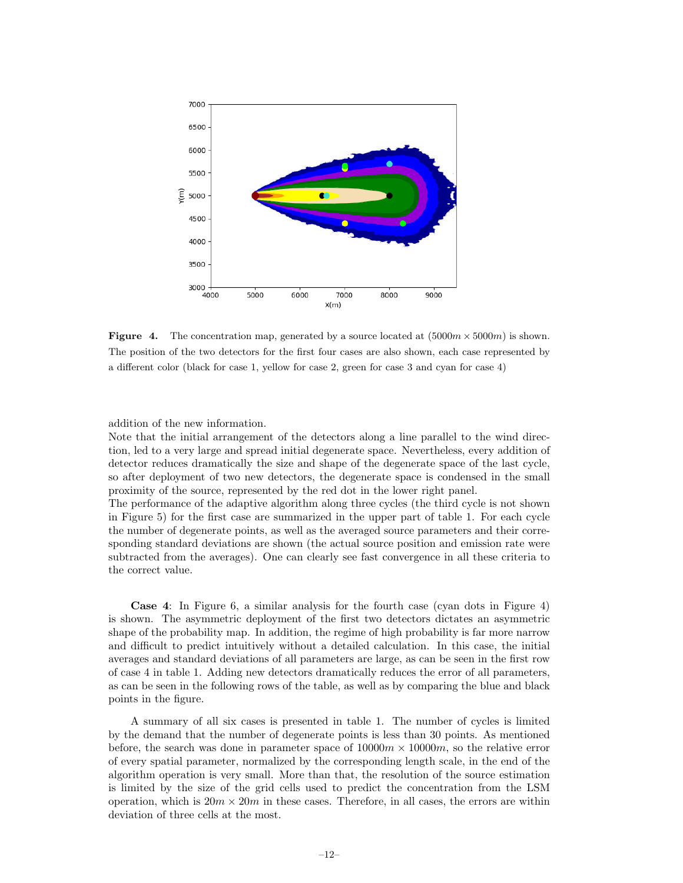**Figure 4.** The concentration map, generated by a source located at $(5000m \times 5000m)$ is shown. The position of the two detectors for the first four cases are also shown, each case represented by a different color (black for case 1, yellow for case 2, green for case 3 and cyan for case 4)

addition of the new information.
Note that the initial arrangement of the detectors along a line parallel to the wind direction, led to a very large and spread initial degenerate space. Nevertheless, every addition of detector reduces dramatically the size and shape of the degenerate space of the last cycle, so after deployment of two new detectors, the degenerate space is condensed in the small proximity of the source, represented by the red dot in the lower right panel.
The performance of the adaptive algorithm along three cycles (the third cycle is not shown in Figure 5) for the first case are summarized in the upper part of table 1. For each cycle the number of degenerate points, as well as the averaged source parameters and their corresponding standard deviations are shown (the actual source position and emission rate were subtracted from the averages). One can clearly see fast convergence in all these criteria to the correct value.

**Case 4**: In Figure 6, a similar analysis for the fourth case (cyan dots in Figure 4) is shown. The asymmetric deployment of the first two detectors dictates an asymmetric shape of the probability map. In addition, the regime of high probability is far more narrow and difficult to predict intuitively without a detailed calculation. In this case, the initial averages and standard deviations of all parameters are large, as can be seen in the first row of case 4 in table 1. Adding new detectors dramatically reduces the error of all parameters, as can be seen in the following rows of the table, as well as by comparing the blue and black points in the figure.

A summary of all six cases is presented in table 1. The number of cycles is limited by the demand that the number of degenerate points is less than 30 points. As mentioned before, the search was done in parameter space of $10000m \times 10000m$, so the relative error of every spatial parameter, normalized by the corresponding length scale, in the end of the algorithm operation is very small. More than that, the resolution of the source estimation is limited by the size of the grid cells used to predict the concentration from the LSM operation, which is $20m \times 20m$ in these cases. Therefore, in all cases, the errors are within deviation of three cells at the most.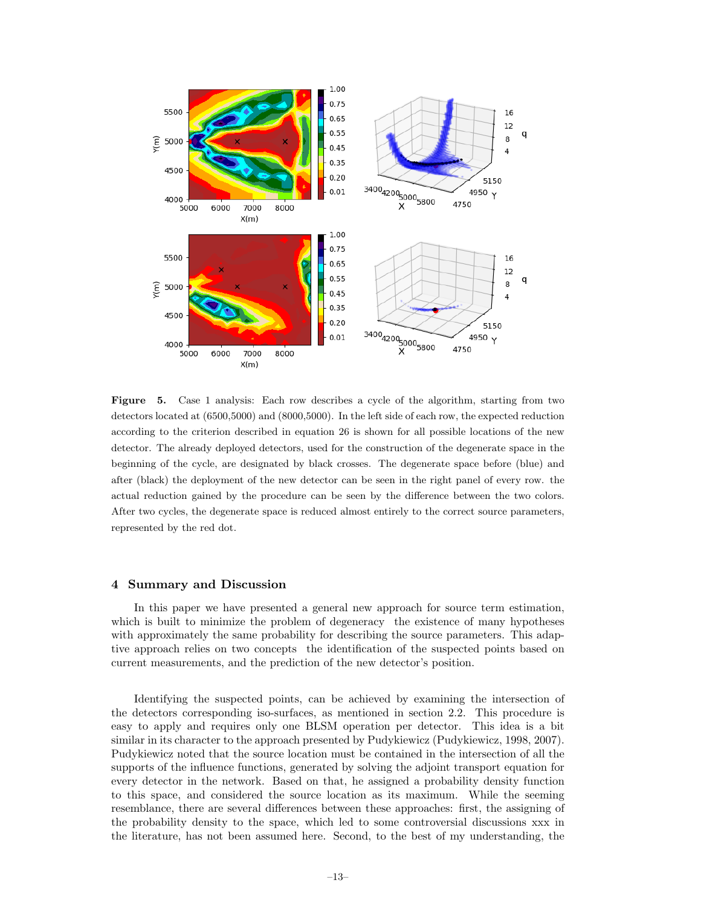**Figure 5.** Case 1 analysis: Each row describes a cycle of the algorithm, starting from two detectors located at (6500,5000) and (8000,5000). In the left side of each row, the expected reduction according to the criterion described in equation 26 is shown for all possible locations of the new detector. The already deployed detectors, used for the construction of the degenerate space in the beginning of the cycle, are designated by black crosses. The degenerate space before (blue) and after (black) the deployment of the new detector can be seen in the right panel of every row. the actual reduction gained by the procedure can be seen by the difference between the two colors. After two cycles, the degenerate space is reduced almost entirely to the correct source parameters, represented by the red dot.

## 4 Summary and Discussion

In this paper we have presented a general new approach for source term estimation, which is built to minimize the problem of degeneracy the existence of many hypotheses with approximately the same probability for describing the source parameters. This adaptive approach relies on two concepts the identification of the suspected points based on current measurements, and the prediction of the new detector's position.

Identifying the suspected points, can be achieved by examining the intersection of the detectors corresponding iso-surfaces, as mentioned in section 2.2. This procedure is easy to apply and requires only one BLSM operation per detector. This idea is a bit similar in its character to the approach presented by Pudykiewicz (Pudykiewicz, 1998, 2007). Pudykiewicz noted that the source location must be contained in the intersection of all the supports of the influence functions, generated by solving the adjoint transport equation for every detector in the network. Based on that, he assigned a probability density function to this space, and considered the source location as its maximum. While the seeming resemblance, there are several differences between these approaches: first, the assigning of the probability density to the space, which led to some controversial discussions xxx in the literature, has not been assumed here. Second, to the best of my understanding, the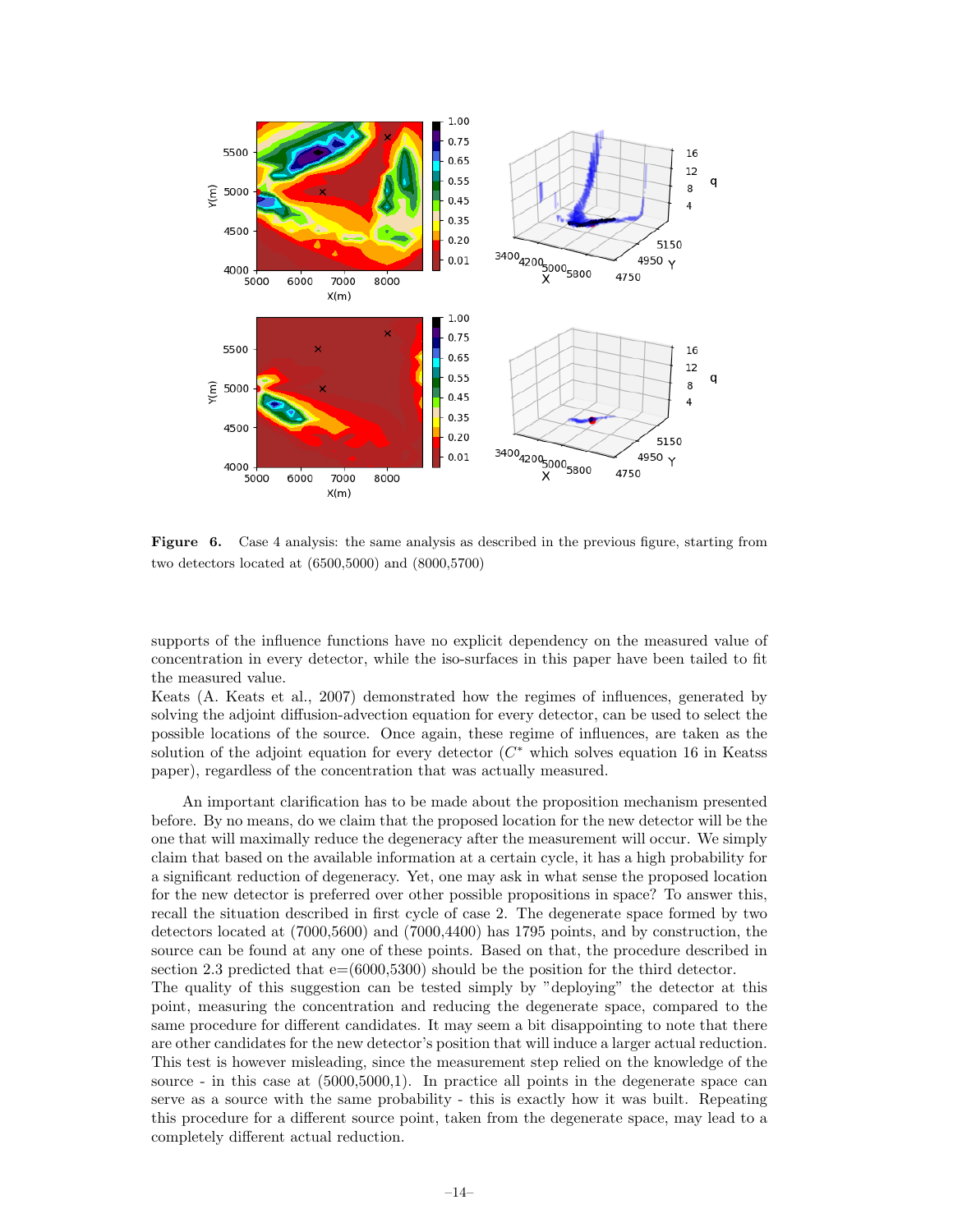**Figure 6.** Case 4 analysis: the same analysis as described in the previous figure, starting from two detectors located at (6500,5000) and (8000,5700)

supports of the influence functions have no explicit dependency on the measured value of concentration in every detector, while the iso-surfaces in this paper have been tailed to fit the measured value.

Keats (A. Keats et al., 2007) demonstrated how the regimes of influences, generated by solving the adjoint diffusion-advection equation for every detector, can be used to select the possible locations of the source. Once again, these regime of influences, are taken as the solution of the adjoint equation for every detector ($C^*$ which solves equation 16 in Keatss paper), regardless of the concentration that was actually measured.

An important clarification has to be made about the proposition mechanism presented before. By no means, do we claim that the proposed location for the new detector will be the one that will maximally reduce the degeneracy after the measurement will occur. We simply claim that based on the available information at a certain cycle, it has a high probability for a significant reduction of degeneracy. Yet, one may ask in what sense the proposed location for the new detector is preferred over other possible propositions in space? To answer this, recall the situation described in first cycle of case 2. The degenerate space formed by two detectors located at (7000,5600) and (7000,4400) has 1795 points, and by construction, the source can be found at any one of these points. Based on that, the procedure described in section 2.3 predicted that e=(6000,5300) should be the position for the third detector.

The quality of this suggestion can be tested simply by "deploying" the detector at this point, measuring the concentration and reducing the degenerate space, compared to the same procedure for different candidates. It may seem a bit disappointing to note that there are other candidates for the new detector's position that will induce a larger actual reduction. This test is however misleading, since the measurement step relied on the knowledge of the source - in this case at (5000,5000,1). In practice all points in the degenerate space can serve as a source with the same probability - this is exactly how it was built. Repeating this procedure for a different source point, taken from the degenerate space, may lead to a completely different actual reduction.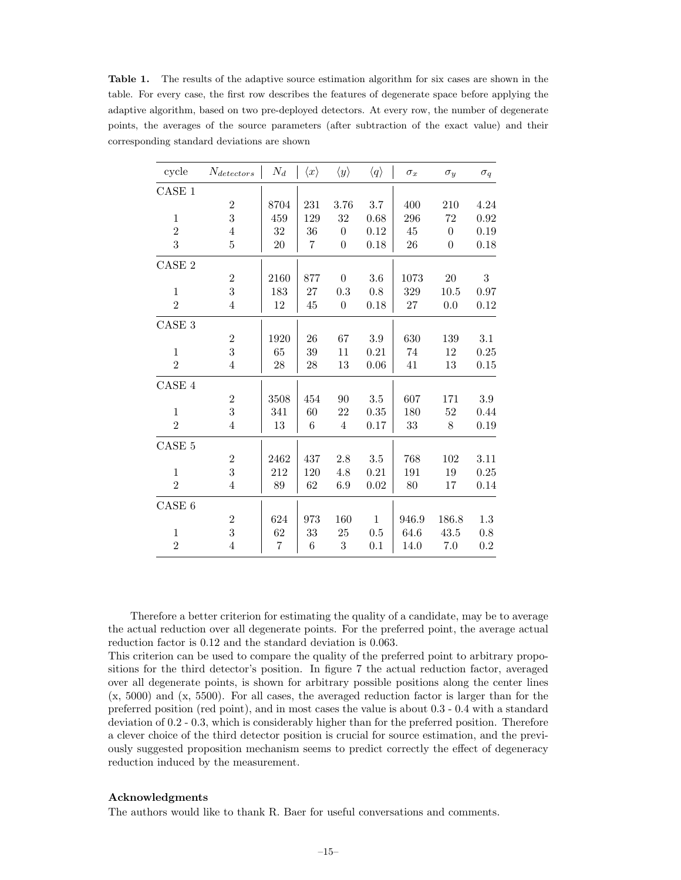**Table 1.** The results of the adaptive source estimation algorithm for six cases are shown in the table. For every case, the first row describes the features of degenerate space before applying the adaptive algorithm, based on two pre-deployed detectors. At every row, the number of degenerate points, the averages of the source parameters (after subtraction of the exact value) and their corresponding standard deviations are shown

| cycle | $N_{detectors}$ | $N_d$ | $\langle x \rangle$ | $\langle y \rangle$ | $\langle q \rangle$ | $\sigma_x$ | $\sigma_y$ | $\sigma_q$ |
|---|---|---|---|---|---|---|---|---|
| CASE 1 | | | | | | | | |
| | 2 | 8704 | 231 | 3.76 | 3.7 | 400 | 210 | 4.24 |
| 1 | 3 | 459 | 129 | 32 | 0.68 | 296 | 72 | 0.92 |
| 2 | 4 | 32 | 36 | 0 | 0.12 | 45 | 0 | 0.19 |
| 3 | 5 | 20 | 7 | 0 | 0.18 | 26 | 0 | 0.18 |
| CASE 2 | | | | | | | | |
| | 2 | 2160 | 877 | 0 | 3.6 | 1073 | 20 | 3 |
| 1 | 3 | 183 | 27 | 0.3 | 0.8 | 329 | 10.5 | 0.97 |
| 2 | 4 | 12 | 45 | 0 | 0.18 | 27 | 0.0 | 0.12 |
| CASE 3 | | | | | | | | |
| | 2 | 1920 | 26 | 67 | 3.9 | 630 | 139 | 3.1 |
| 1 | 3 | 65 | 39 | 11 | 0.21 | 74 | 12 | 0.25 |
| 2 | 4 | 28 | 28 | 13 | 0.06 | 41 | 13 | 0.15 |
| CASE 4 | | | | | | | | |
| | 2 | 3508 | 454 | 90 | 3.5 | 607 | 171 | 3.9 |
| 1 | 3 | 341 | 60 | 22 | 0.35 | 180 | 52 | 0.44 |
| 2 | 4 | 13 | 6 | 4 | 0.17 | 33 | 8 | 0.19 |
| CASE 5 | | | | | | | | |
| | 2 | 2462 | 437 | 2.8 | 3.5 | 768 | 102 | 3.11 |
| 1 | 3 | 212 | 120 | 4.8 | 0.21 | 191 | 19 | 0.25 |
| 2 | 4 | 89 | 62 | 6.9 | 0.02 | 80 | 17 | 0.14 |
| CASE 6 | | | | | | | | |
| | 2 | 624 | 973 | 160 | 1 | 946.9 | 186.8 | 1.3 |
| 1 | 3 | 62 | 33 | 25 | 0.5 | 64.6 | 43.5 | 0.8 |
| 2 | 4 | 7 | 6 | 3 | 0.1 | 14.0 | 7.0 | 0.2 |

Therefore a better criterion for estimating the quality of a candidate, may be to average the actual reduction over all degenerate points. For the preferred point, the average actual reduction factor is 0.12 and the standard deviation is 0.063.
This criterion can be used to compare the quality of the preferred point to arbitrary propositions for the third detector's position. In figure 7 the actual reduction factor, averaged over all degenerate points, is shown for arbitrary possible positions along the center lines (x, 5000) and (x, 5500). For all cases, the averaged reduction factor is larger than for the preferred position (red point), and in most cases the value is about 0.3 - 0.4 with a standard deviation of 0.2 - 0.3, which is considerably higher than for the preferred position. Therefore a clever choice of the third detector position is crucial for source estimation, and the previously suggested proposition mechanism seems to predict correctly the effect of degeneracy reduction induced by the measurement.

**Acknowledgments**

The authors would like to thank R. Baer for useful conversations and comments.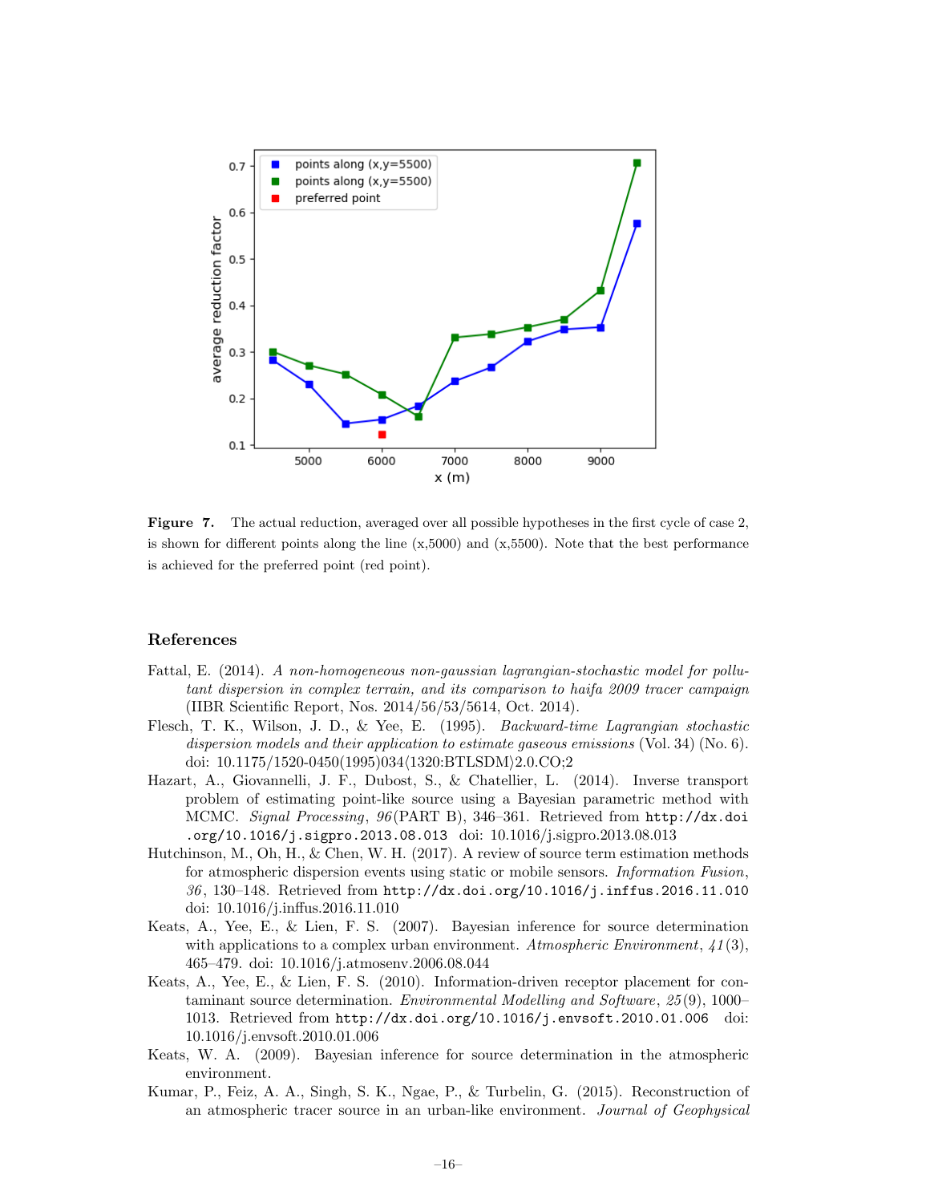**Figure 7.** The actual reduction, averaged over all possible hypotheses in the first cycle of case 2, is shown for different points along the line (x,5000) and (x,5500). Note that the best performance is achieved for the preferred point (red point).

## References

Fattal, E. (2014). *A non-homogeneous non-gaussian lagrangian-stochastic model for pollutant dispersion in complex terrain, and its comparison to haifa 2009 tracer campaign* (IIBR Scientific Report, Nos. 2014/56/53/5614, Oct. 2014).

Flesch, T. K., Wilson, J. D., & Yee, E. (1995). *Backward-time Lagrangian stochastic dispersion models and their application to estimate gaseous emissions* (Vol. 34) (No. 6). doi: 10.1175/1520-0450(1995)034⟨1320:BTLSDM⟩2.0.CO;2

Hazart, A., Giovannelli, J. F., Dubost, S., & Chatellier, L. (2014). Inverse transport problem of estimating point-like source using a Bayesian parametric method with MCMC. *Signal Processing*, *96*(PART B), 346–361. Retrieved from http://dx.doi.org/10.1016/j.sigpro.2013.08.013 doi: 10.1016/j.sigpro.2013.08.013

Hutchinson, M., Oh, H., & Chen, W. H. (2017). A review of source term estimation methods for atmospheric dispersion events using static or mobile sensors. *Information Fusion*, *36*, 130–148. Retrieved from http://dx.doi.org/10.1016/j.inffus.2016.11.010 doi: 10.1016/j.inffus.2016.11.010

Keats, A., Yee, E., & Lien, F. S. (2007). Bayesian inference for source determination with applications to a complex urban environment. *Atmospheric Environment*, *41*(3), 465–479. doi: 10.1016/j.atmosenv.2006.08.044

Keats, A., Yee, E., & Lien, F. S. (2010). Information-driven receptor placement for contaminant source determination. *Environmental Modelling and Software*, *25*(9), 1000–1013. Retrieved from http://dx.doi.org/10.1016/j.envsoft.2010.01.006 doi: 10.1016/j.envsoft.2010.01.006

Keats, W. A. (2009). Bayesian inference for source determination in the atmospheric environment.

Kumar, P., Feiz, A. A., Singh, S. K., Ngae, P., & Turbelin, G. (2015). Reconstruction of an atmospheric tracer source in an urban-like environment. *Journal of Geophysical*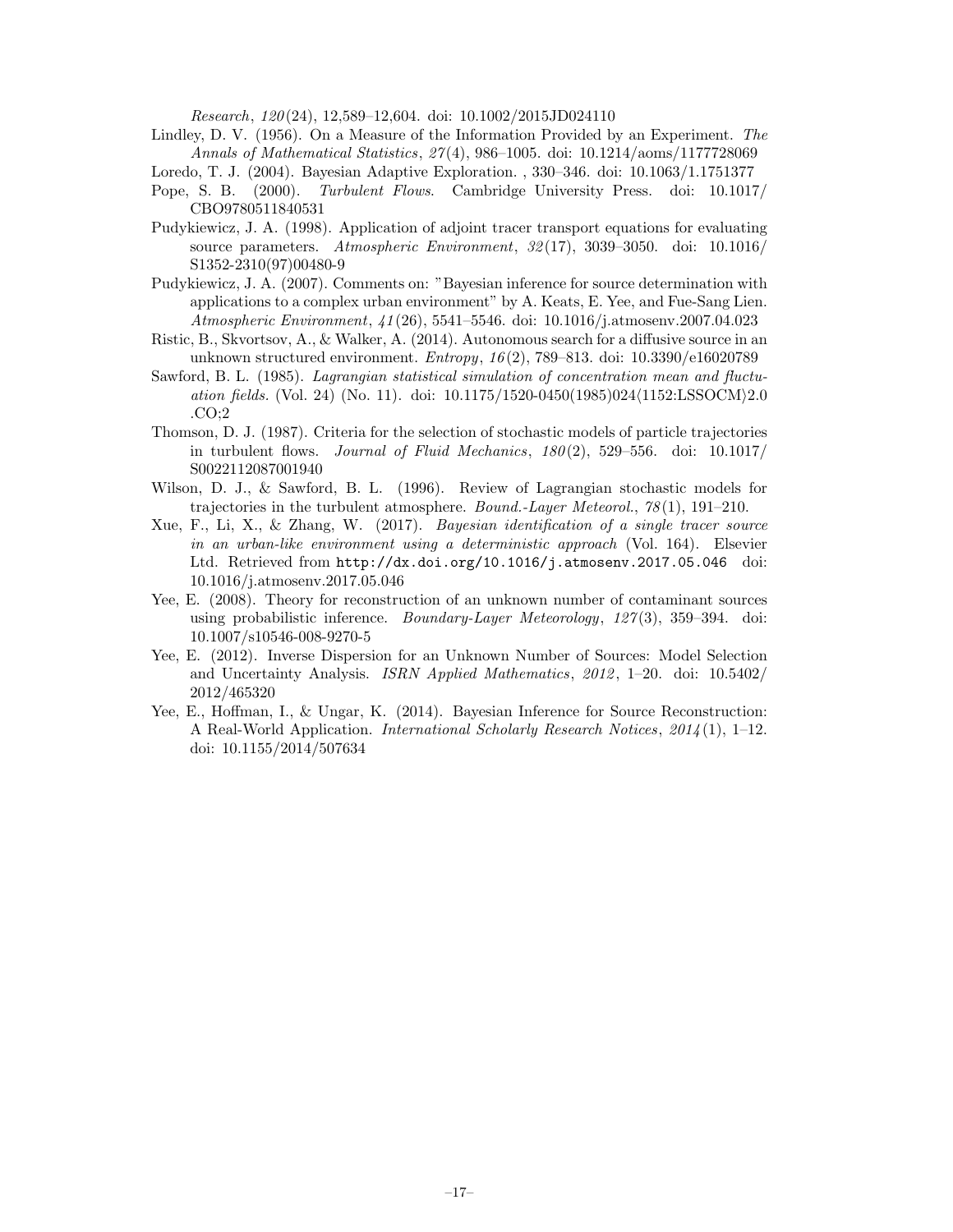*Research*, *120*(24), 12,589–12,604. doi: 10.1002/2015JD024110

Lindley, D. V. (1956). On a Measure of the Information Provided by an Experiment. *The Annals of Mathematical Statistics*, *27*(4), 986–1005. doi: 10.1214/aoms/1177728069

Loredo, T. J. (2004). Bayesian Adaptive Exploration. , 330–346. doi: 10.1063/1.1751377

Pope, S. B. (2000). *Turbulent Flows.* Cambridge University Press. doi: 10.1017/CBO9780511840531

Pudykiewicz, J. A. (1998). Application of adjoint tracer transport equations for evaluating source parameters. *Atmospheric Environment*, *32*(17), 3039–3050. doi: 10.1016/S1352-2310(97)00480-9

Pudykiewicz, J. A. (2007). Comments on: "Bayesian inference for source determination with applications to a complex urban environment" by A. Keats, E. Yee, and Fue-Sang Lien. *Atmospheric Environment*, *41*(26), 5541–5546. doi: 10.1016/j.atmosenv.2007.04.023

Ristic, B., Skvortsov, A., & Walker, A. (2014). Autonomous search for a diffusive source in an unknown structured environment. *Entropy*, *16*(2), 789–813. doi: 10.3390/e16020789

Sawford, B. L. (1985). *Lagrangian statistical simulation of concentration mean and fluctuation fields.* (Vol. 24) (No. 11). doi: 10.1175/1520-0450(1985)024⟨1152:LSSOCM⟩2.0.CO;2

Thomson, D. J. (1987). Criteria for the selection of stochastic models of particle trajectories in turbulent flows. *Journal of Fluid Mechanics*, *180*(2), 529–556. doi: 10.1017/S0022112087001940

Wilson, D. J., & Sawford, B. L. (1996). Review of Lagrangian stochastic models for trajectories in the turbulent atmosphere. *Bound.-Layer Meteorol.*, *78*(1), 191–210.

Xue, F., Li, X., & Zhang, W. (2017). *Bayesian identification of a single tracer source in an urban-like environment using a deterministic approach* (Vol. 164). Elsevier Ltd. Retrieved from `http://dx.doi.org/10.1016/j.atmosenv.2017.05.046` doi: 10.1016/j.atmosenv.2017.05.046

Yee, E. (2008). Theory for reconstruction of an unknown number of contaminant sources using probabilistic inference. *Boundary-Layer Meteorology*, *127*(3), 359–394. doi: 10.1007/s10546-008-9270-5

Yee, E. (2012). Inverse Dispersion for an Unknown Number of Sources: Model Selection and Uncertainty Analysis. *ISRN Applied Mathematics*, *2012*, 1–20. doi: 10.5402/2012/465320

Yee, E., Hoffman, I., & Ungar, K. (2014). Bayesian Inference for Source Reconstruction: A Real-World Application. *International Scholarly Research Notices*, *2014*(1), 1–12. doi: 10.1155/2014/507634